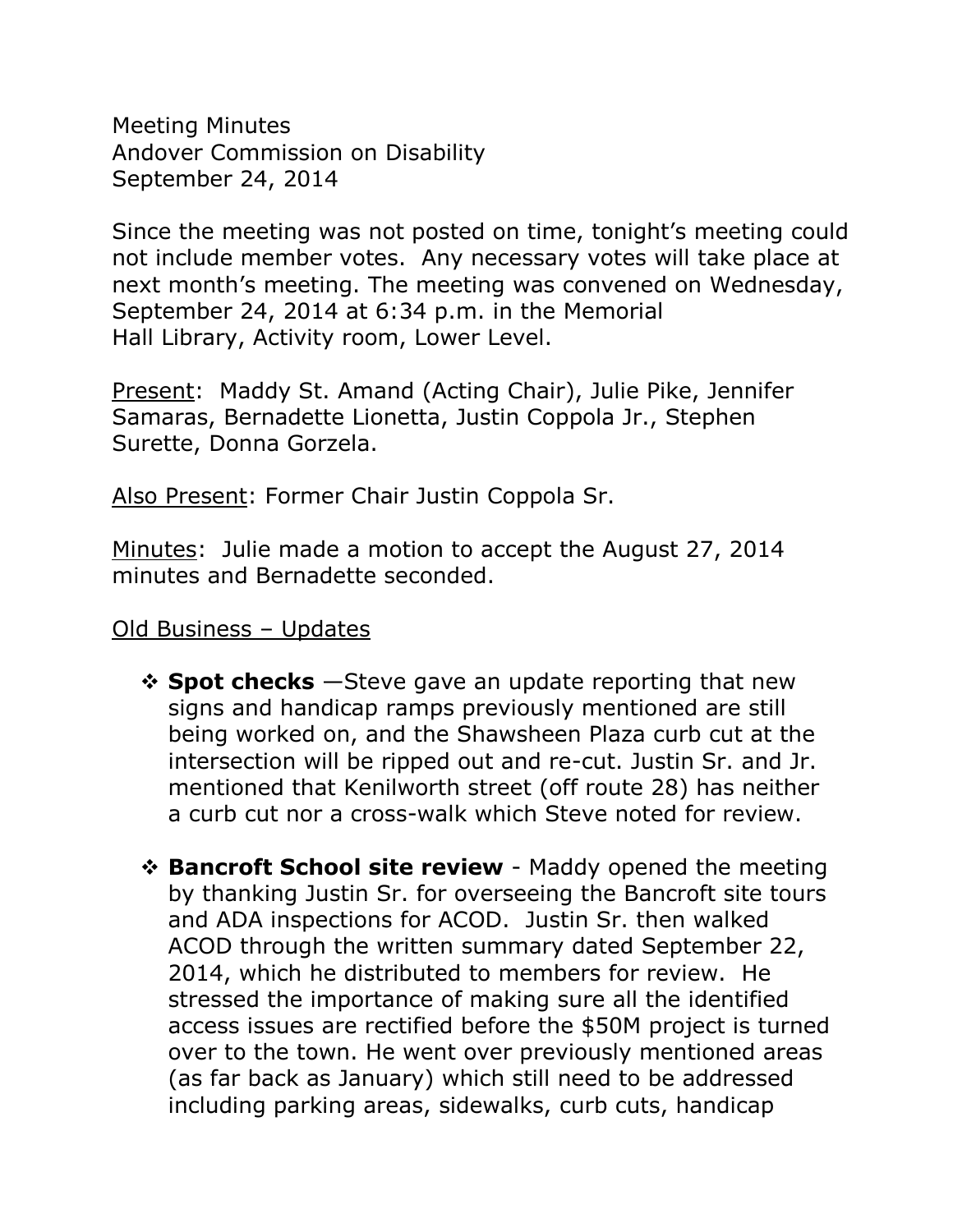Meeting Minutes
Andover Commission on Disability
September 24, 2014

Since the meeting was not posted on time, tonight's meeting could not include member votes. Any necessary votes will take place at next month's meeting. The meeting was convened on Wednesday, September 24, 2014 at 6:34 p.m. in the Memorial Hall Library, Activity room, Lower Level.

<u>Present</u>: Maddy St. Amand (Acting Chair), Julie Pike, Jennifer Samaras, Bernadette Lionetta, Justin Coppola Jr., Stephen Surette, Donna Gorzela.

<u>Also Present</u>: Former Chair Justin Coppola Sr.

<u>Minutes</u>: Julie made a motion to accept the August 27, 2014 minutes and Bernadette seconded.

<u>Old Business – Updates</u>

- **Spot checks** —Steve gave an update reporting that new signs and handicap ramps previously mentioned are still being worked on, and the Shawsheen Plaza curb cut at the intersection will be ripped out and re-cut. Justin Sr. and Jr. mentioned that Kenilworth street (off route 28) has neither a curb cut nor a cross-walk which Steve noted for review.

- **Bancroft School site review** - Maddy opened the meeting by thanking Justin Sr. for overseeing the Bancroft site tours and ADA inspections for ACOD. Justin Sr. then walked ACOD through the written summary dated September 22, 2014, which he distributed to members for review. He stressed the importance of making sure all the identified access issues are rectified before the $50M project is turned over to the town. He went over previously mentioned areas (as far back as January) which still need to be addressed including parking areas, sidewalks, curb cuts, handicap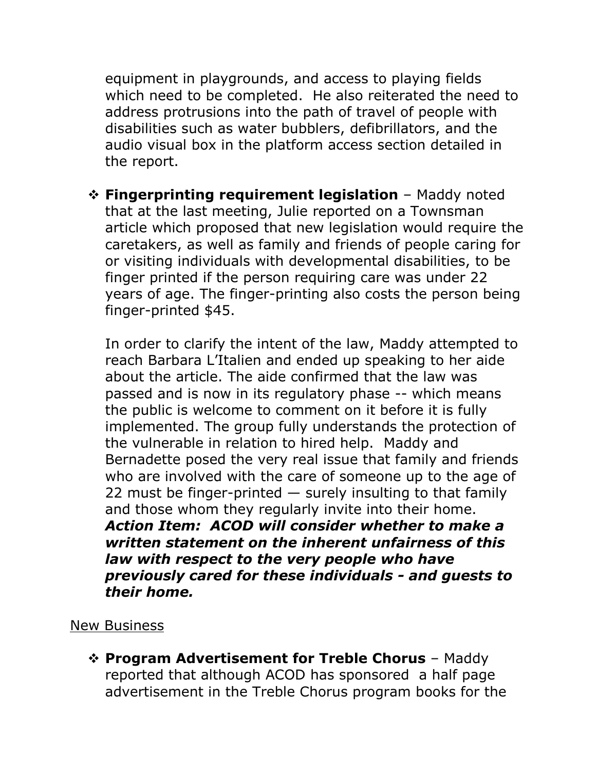equipment in playgrounds, and access to playing fields which need to be completed.  He also reiterated the need to address protrusions into the path of travel of people with disabilities such as water bubblers, defibrillators, and the audio visual box in the platform access section detailed in the report.

- ❖ **Fingerprinting requirement legislation** – Maddy noted that at the last meeting, Julie reported on a Townsman article which proposed that new legislation would require the caretakers, as well as family and friends of people caring for or visiting individuals with developmental disabilities, to be finger printed if the person requiring care was under 22 years of age. The finger-printing also costs the person being finger-printed $45.

  In order to clarify the intent of the law, Maddy attempted to reach Barbara L'Italien and ended up speaking to her aide about the article. The aide confirmed that the law was passed and is now in its regulatory phase -- which means the public is welcome to comment on it before it is fully implemented. The group fully understands the protection of the vulnerable in relation to hired help.  Maddy and Bernadette posed the very real issue that family and friends who are involved with the care of someone up to the age of 22 must be finger-printed — surely insulting to that family and those whom they regularly invite into their home.
  ***Action Item:  ACOD will consider whether to make a written statement on the inherent unfairness of this law with respect to the very people who have previously cared for these individuals - and guests to their home.***

<u>New Business</u>

- ❖ **Program Advertisement for Treble Chorus** – Maddy reported that although ACOD has sponsored  a half page advertisement in the Treble Chorus program books for the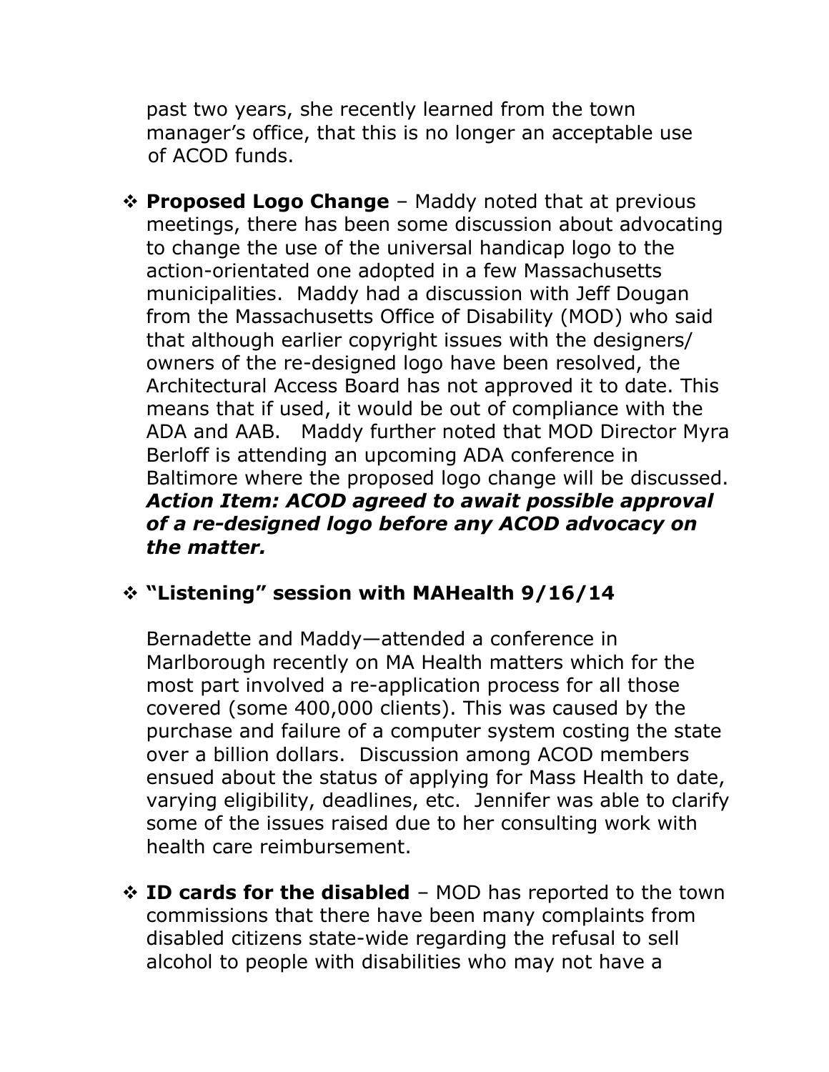past two years, she recently learned from the town manager's office, that this is no longer an acceptable use of ACOD funds.

- ❖ **Proposed Logo Change** – Maddy noted that at previous meetings, there has been some discussion about advocating to change the use of the universal handicap logo to the action-orientated one adopted in a few Massachusetts municipalities. Maddy had a discussion with Jeff Dougan from the Massachusetts Office of Disability (MOD) who said that although earlier copyright issues with the designers/ owners of the re-designed logo have been resolved, the Architectural Access Board has not approved it to date. This means that if used, it would be out of compliance with the ADA and AAB. Maddy further noted that MOD Director Myra Berloff is attending an upcoming ADA conference in Baltimore where the proposed logo change will be discussed. ***Action Item: ACOD agreed to await possible approval of a re-designed logo before any ACOD advocacy on the matter.***

- ❖ **"Listening" session with MAHealth 9/16/14**

  Bernadette and Maddy—attended a conference in Marlborough recently on MA Health matters which for the most part involved a re-application process for all those covered (some 400,000 clients). This was caused by the purchase and failure of a computer system costing the state over a billion dollars. Discussion among ACOD members ensued about the status of applying for Mass Health to date, varying eligibility, deadlines, etc. Jennifer was able to clarify some of the issues raised due to her consulting work with health care reimbursement.

- ❖ **ID cards for the disabled** – MOD has reported to the town commissions that there have been many complaints from disabled citizens state-wide regarding the refusal to sell alcohol to people with disabilities who may not have a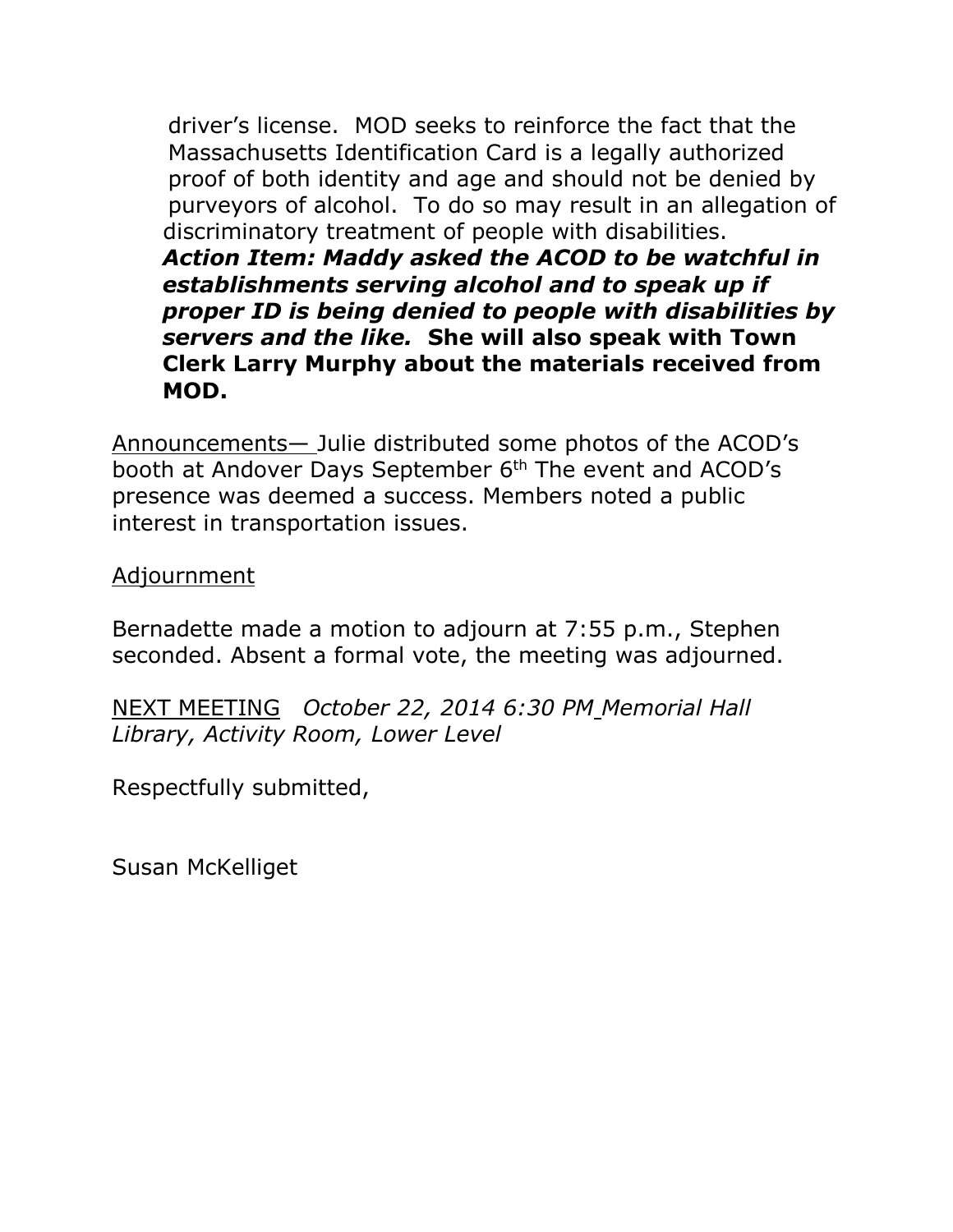driver's license. MOD seeks to reinforce the fact that the Massachusetts Identification Card is a legally authorized proof of both identity and age and should not be denied by purveyors of alcohol. To do so may result in an allegation of discriminatory treatment of people with disabilities.
***Action Item: Maddy asked the ACOD to be watchful in establishments serving alcohol and to speak up if proper ID is being denied to people with disabilities by servers and the like.*** **She will also speak with Town Clerk Larry Murphy about the materials received from MOD.**

<u>Announcements—</u> Julie distributed some photos of the ACOD's booth at Andover Days September 6th The event and ACOD's presence was deemed a success. Members noted a public interest in transportation issues.

<u>Adjournment</u>

Bernadette made a motion to adjourn at 7:55 p.m., Stephen seconded. Absent a formal vote, the meeting was adjourned.

<u>NEXT MEETING</u> *October 22, 2014 6:30 PM Memorial Hall Library, Activity Room, Lower Level*

Respectfully submitted,

Susan McKelliget